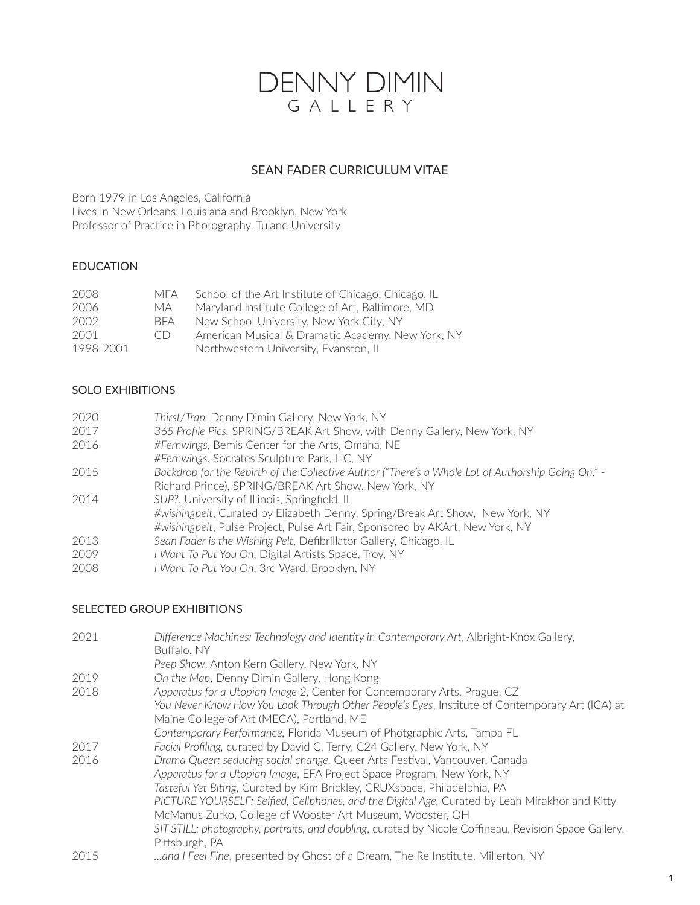# DENNY DIMIN
GALLERY

## SEAN FADER CURRICULUM VITAE

Born 1979 in Los Angeles, California
Lives in New Orleans, Louisiana and Brooklyn, New York
Professor of Practice in Photography, Tulane University

### EDUCATION

| | | |
|---|---|---|
| 2008 | MFA | School of the Art Institute of Chicago, Chicago, IL |
| 2006 | MA | Maryland Institute College of Art, Baltimore, MD |
| 2002 | BFA | New School University, New York City, NY |
| 2001 | CD | American Musical & Dramatic Academy, New York, NY |
| 1998-2001 | | Northwestern University, Evanston, IL |

### SOLO EXHIBITIONS

2020 — *Thirst/Trap,* Denny Dimin Gallery, New York, NY

2017 — *365 Profile Pics*, SPRING/BREAK Art Show, with Denny Gallery, New York, NY

2016 — *#Fernwings*, Bemis Center for the Arts, Omaha, NE
*#Fernwings*, Socrates Sculpture Park, LIC, NY

2015 — *Backdrop for the Rebirth of the Collective Author ("There's a Whole Lot of Authorship Going On."* - Richard Prince), SPRING/BREAK Art Show, New York, NY

2014 — *SUP?*, University of Illinois, Springfield, IL
*#wishingpelt*, Curated by Elizabeth Denny, Spring/Break Art Show, New York, NY
*#wishingpelt*, Pulse Project, Pulse Art Fair, Sponsored by AKArt, New York, NY

2013 — *Sean Fader is the Wishing Pelt*, Defibrillator Gallery, Chicago, IL

2009 — *I Want To Put You On*, Digital Artists Space, Troy, NY

2008 — *I Want To Put You On*, 3rd Ward, Brooklyn, NY

### SELECTED GROUP EXHIBITIONS

2021 — *Difference Machines: Technology and Identity in Contemporary Art*, Albright-Knox Gallery, Buffalo, NY
*Peep Show*, Anton Kern Gallery, New York, NY

2019 — *On the Map*, Denny Dimin Gallery, Hong Kong

2018 — *Apparatus for a Utopian Image 2*, Center for Contemporary Arts, Prague, CZ
*You Never Know How You Look Through Other People's Eyes*, Institute of Contemporary Art (ICA) at Maine College of Art (MECA), Portland, ME
*Contemporary Performance,* Florida Museum of Photgraphic Arts, Tampa FL

2017 — *Facial Profiling,* curated by David C. Terry, C24 Gallery, New York, NY

2016 — *Drama Queer: seducing social change*, Queer Arts Festival, Vancouver, Canada
*Apparatus for a Utopian Image*, EFA Project Space Program, New York, NY
*Tasteful Yet Biting*, Curated by Kim Brickley, CRUXspace, Philadelphia, PA
*PICTURE YOURSELF: Selfied, Cellphones, and the Digital Age*, Curated by Leah Mirakhor and Kitty McManus Zurko, College of Wooster Art Museum, Wooster, OH
*SIT STILL: photography, portraits, and doubling*, curated by Nicole Coffineau, Revision Space Gallery, Pittsburgh, PA

2015 — *...and I Feel Fine*, presented by Ghost of a Dream, The Re Institute, Millerton, NY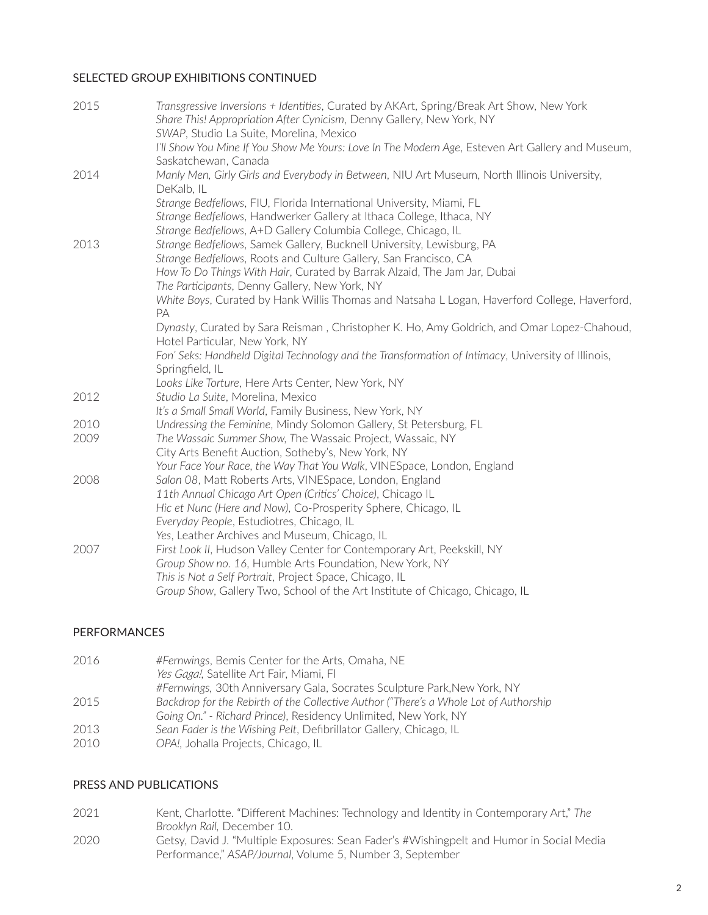## SELECTED GROUP EXHIBITIONS CONTINUED

2015
*Transgressive Inversions + Identities*, Curated by AKArt, Spring/Break Art Show, New York
*Share This! Appropriation After Cynicism*, Denny Gallery, New York, NY
*SWAP*, Studio La Suite, Morelina, Mexico
*I'll Show You Mine If You Show Me Yours: Love In The Modern Age*, Esteven Art Gallery and Museum, Saskatchewan, Canada

2014
*Manly Men, Girly Girls and Everybody in Between*, NIU Art Museum, North Illinois University, DeKalb, IL
*Strange Bedfellows*, FIU, Florida International University, Miami, FL
*Strange Bedfellows*, Handwerker Gallery at Ithaca College, Ithaca, NY
*Strange Bedfellows*, A+D Gallery Columbia College, Chicago, IL

2013
*Strange Bedfellows*, Samek Gallery, Bucknell University, Lewisburg, PA
*Strange Bedfellows*, Roots and Culture Gallery, San Francisco, CA
*How To Do Things With Hair*, Curated by Barrak Alzaid, The Jam Jar, Dubai
*The Participants*, Denny Gallery, New York, NY
*White Boys*, Curated by Hank Willis Thomas and Natsaha L Logan, Haverford College, Haverford, PA
*Dynasty*, Curated by Sara Reisman , Christopher K. Ho, Amy Goldrich, and Omar Lopez-Chahoud, Hotel Particular, New York, NY
*Fon' Seks: Handheld Digital Technology and the Transformation of Intimacy*, University of Illinois, Springfield, IL
*Looks Like Torture*, Here Arts Center, New York, NY

2012
*Studio La Suite*, Morelina, Mexico
*It's a Small Small World*, Family Business, New York, NY

2010
*Undressing the Feminine*, Mindy Solomon Gallery, St Petersburg, FL

2009
*The Wassaic Summer Show, T*he Wassaic Project, Wassaic, NY
City Arts Benefit Auction, Sotheby's, New York, NY
*Your Face Your Race, the Way That You Walk*, VINESpace, London, England

2008
*Salon 08*, Matt Roberts Arts, VINESpace, London, England
*11th Annual Chicago Art Open (Critics' Choice)*, Chicago IL
*Hic et Nunc (Here and Now)*, Co-Prosperity Sphere, Chicago, IL
*Everyday People*, Estudiotres, Chicago, IL
*Yes*, Leather Archives and Museum, Chicago, IL

2007
*First Look II*, Hudson Valley Center for Contemporary Art, Peekskill, NY
*Group Show no. 16*, Humble Arts Foundation, New York, NY
*This is Not a Self Portrait*, Project Space, Chicago, IL
*Group Show*, Gallery Two, School of the Art Institute of Chicago, Chicago, IL

## PERFORMANCES

2016
*#Fernwings*, Bemis Center for the Arts, Omaha, NE
*Yes Gaga!,* Satellite Art Fair, Miami, Fl
*#Fernwings*, 30th Anniversary Gala, Socrates Sculpture Park,New York, NY

2015
*Backdrop for the Rebirth of the Collective Author ("There's a Whole Lot of Authorship Going On." - Richard Prince)*, Residency Unlimited, New York, NY

2013
*Sean Fader is the Wishing Pelt*, Defibrillator Gallery, Chicago, IL

2010
*OPA!,* Johalla Projects, Chicago, IL

## PRESS AND PUBLICATIONS

2021
Kent, Charlotte. "Different Machines: Technology and Identity in Contemporary Art," *The Brooklyn Rail*, December 10.

2020
Getsy, David J. "Multiple Exposures: Sean Fader's #Wishingpelt and Humor in Social Media Performance," *ASAP/Journal*, Volume 5, Number 3, September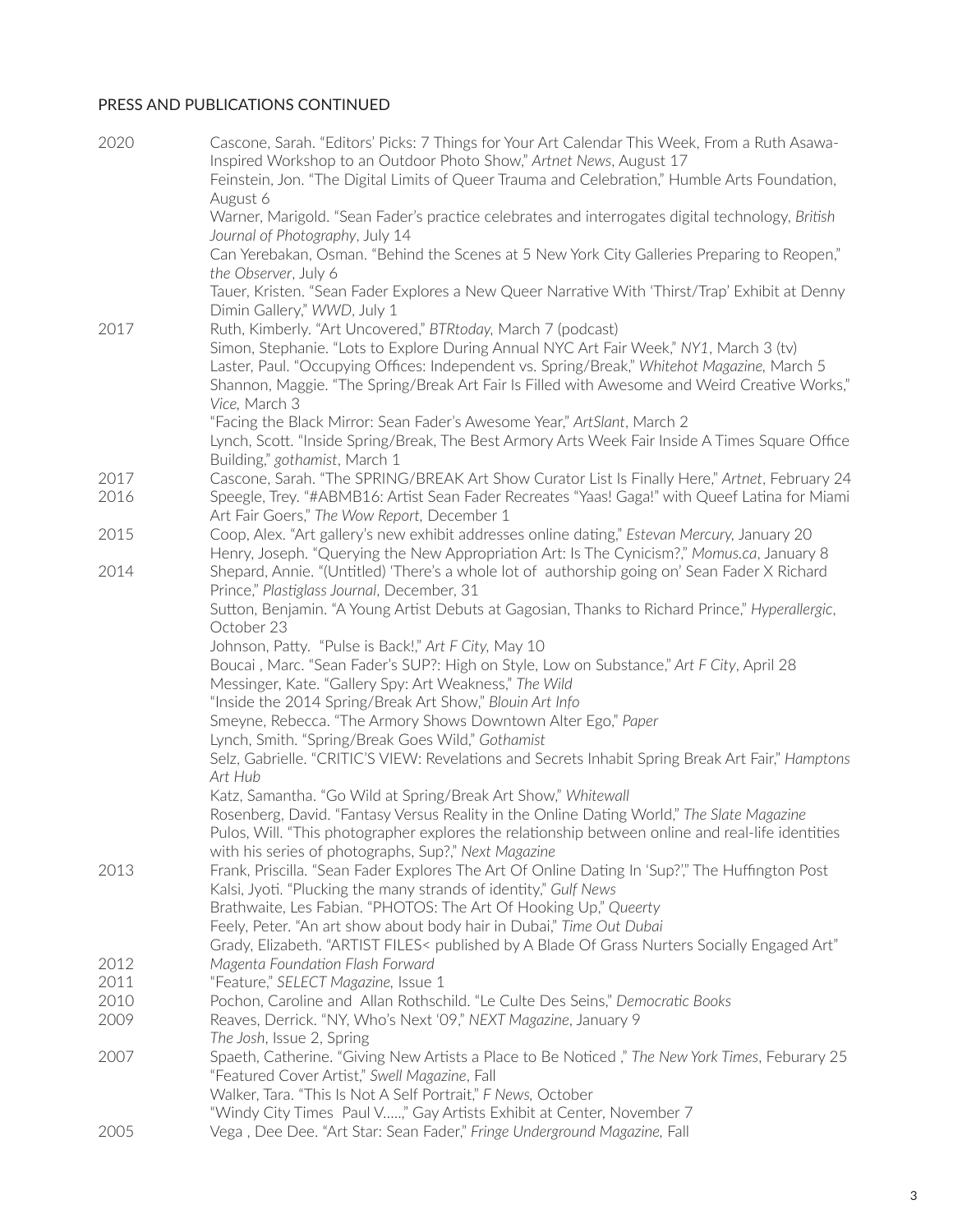PRESS AND PUBLICATIONS CONTINUED

| | |
|---|---|
| 2020 | Cascone, Sarah. "Editors' Picks: 7 Things for Your Art Calendar This Week, From a Ruth Asawa-Inspired Workshop to an Outdoor Photo Show," *Artnet News*, August 17 |
| | Feinstein, Jon. "The Digital Limits of Queer Trauma and Celebration," Humble Arts Foundation, August 6 |
| | Warner, Marigold. "Sean Fader's practice celebrates and interrogates digital technology, *British Journal of Photography*, July 14 |
| | Can Yerebakan, Osman. "Behind the Scenes at 5 New York City Galleries Preparing to Reopen," *the Observer*, July 6 |
| | Tauer, Kristen. "Sean Fader Explores a New Queer Narrative With 'Thirst/Trap' Exhibit at Denny Dimin Gallery," *WWD*, July 1 |
| 2017 | Ruth, Kimberly. "Art Uncovered," *BTRtoday*, March 7 (podcast) |
| | Simon, Stephanie. "Lots to Explore During Annual NYC Art Fair Week," *NY1*, March 3 (tv) |
| | Laster, Paul. "Occupying Offices: Independent vs. Spring/Break," *Whitehot Magazine*, March 5 |
| | Shannon, Maggie. "The Spring/Break Art Fair Is Filled with Awesome and Weird Creative Works," *Vice*, March 3 |
| | "Facing the Black Mirror: Sean Fader's Awesome Year," *ArtSlant*, March 2 |
| | Lynch, Scott. "Inside Spring/Break, The Best Armory Arts Week Fair Inside A Times Square Office Building," *gothamist*, March 1 |
| 2017 | Cascone, Sarah. "The SPRING/BREAK Art Show Curator List Is Finally Here," *Artnet*, February 24 |
| 2016 | Speegle, Trey. "#ABMB16: Artist Sean Fader Recreates "Yaas! Gaga!" with Queef Latina for Miami Art Fair Goers," *The Wow Report*, December 1 |
| 2015 | Coop, Alex. "Art gallery's new exhibit addresses online dating," *Estevan Mercury*, January 20 |
| | Henry, Joseph. "Querying the New Appropriation Art: Is The Cynicism?," *Momus.ca*, January 8 |
| 2014 | Shepard, Annie. "(Untitled) 'There's a whole lot of authorship going on' Sean Fader X Richard Prince," *Plastiglass Journal*, December, 31 |
| | Sutton, Benjamin. "A Young Artist Debuts at Gagosian, Thanks to Richard Prince," *Hyperallergic*, October 23 |
| | Johnson, Patty. "Pulse is Back!," *Art F City*, May 10 |
| | Boucai , Marc. "Sean Fader's SUP?: High on Style, Low on Substance," *Art F City*, April 28 |
| | Messinger, Kate. "Gallery Spy: Art Weakness," *The Wild* |
| | "Inside the 2014 Spring/Break Art Show," *Blouin Art Info* |
| | Smeyne, Rebecca. "The Armory Shows Downtown Alter Ego," *Paper* |
| | Lynch, Smith. "Spring/Break Goes Wild," *Gothamist* |
| | Selz, Gabrielle. "CRITIC'S VIEW: Revelations and Secrets Inhabit Spring Break Art Fair," *Hamptons Art Hub* |
| | Katz, Samantha. "Go Wild at Spring/Break Art Show," *Whitewall* |
| | Rosenberg, David. "Fantasy Versus Reality in the Online Dating World," *The Slate Magazine* |
| | Pulos, Will. "This photographer explores the relationship between online and real-life identities with his series of photographs, Sup?," *Next Magazine* |
| 2013 | Frank, Priscilla. "Sean Fader Explores The Art Of Online Dating In 'Sup?'," The Huffington Post |
| | Kalsi, Jyoti. "Plucking the many strands of identity," *Gulf News* |
| | Brathwaite, Les Fabian. "PHOTOS: The Art Of Hooking Up," *Queerty* |
| | Feely, Peter. "An art show about body hair in Dubai," *Time Out Dubai* |
| | Grady, Elizabeth. "ARTIST FILES< published by A Blade Of Grass Nurters Socially Engaged Art" |
| 2012 | *Magenta Foundation Flash Forward* |
| 2011 | "Feature," *SELECT Magazine*, Issue 1 |
| 2010 | Pochon, Caroline and Allan Rothschild. "Le Culte Des Seins," *Democratic Books* |
| 2009 | Reaves, Derrick. "NY, Who's Next '09," *NEXT Magazine*, January 9 |
| | *The Josh*, Issue 2, Spring |
| 2007 | Spaeth, Catherine. "Giving New Artists a Place to Be Noticed ," *The New York Times*, Feburary 25 |
| | "Featured Cover Artist," *Swell Magazine*, Fall |
| | Walker, Tara. "This Is Not A Self Portrait," *F News*, October |
| | "Windy City Times Paul V.....," Gay Artists Exhibit at Center, November 7 |
| 2005 | Vega , Dee Dee. "Art Star: Sean Fader," *Fringe Underground Magazine*, Fall |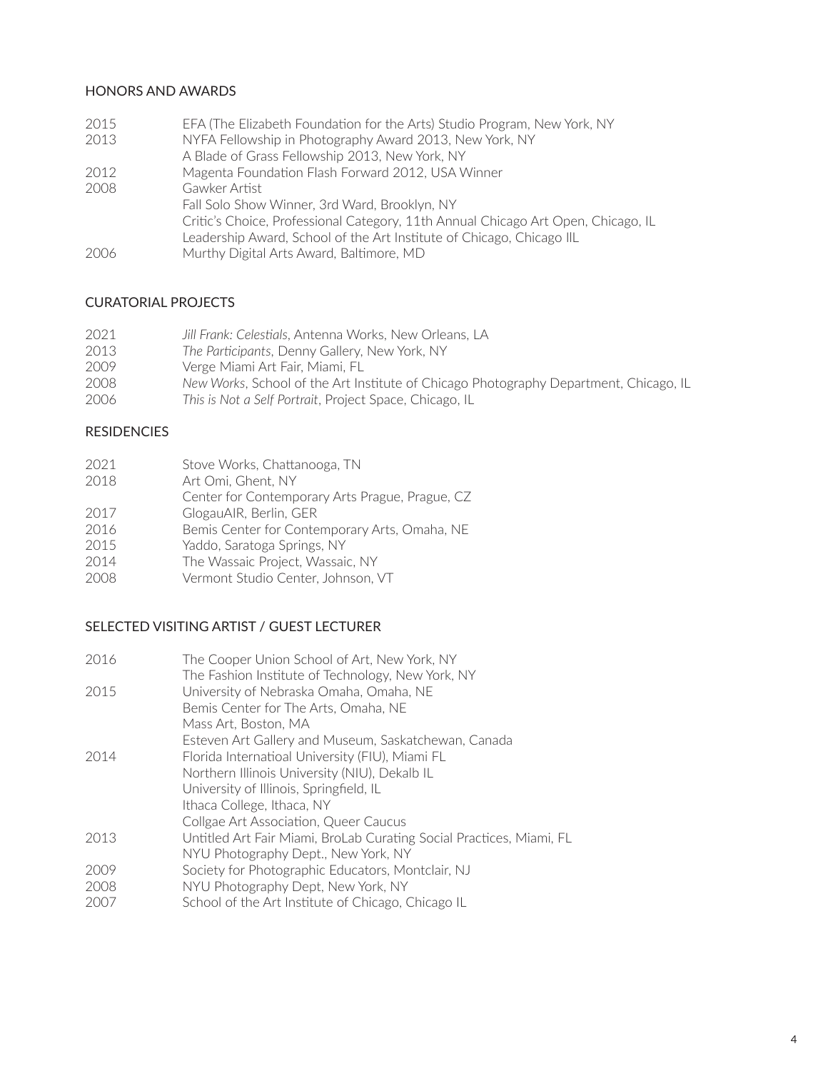## HONORS AND AWARDS

| | |
|---|---|
| 2015 | EFA (The Elizabeth Foundation for the Arts) Studio Program, New York, NY |
| 2013 | NYFA Fellowship in Photography Award 2013, New York, NY |
| | A Blade of Grass Fellowship 2013, New York, NY |
| 2012 | Magenta Foundation Flash Forward 2012, USA Winner |
| 2008 | Gawker Artist |
| | Fall Solo Show Winner, 3rd Ward, Brooklyn, NY |
| | Critic's Choice, Professional Category, 11th Annual Chicago Art Open, Chicago, IL |
| | Leadership Award, School of the Art Institute of Chicago, Chicago IIL |
| 2006 | Murthy Digital Arts Award, Baltimore, MD |

## CURATORIAL PROJECTS

| | |
|---|---|
| 2021 | *Jill Frank: Celestials*, Antenna Works, New Orleans, LA |
| 2013 | *The Participants*, Denny Gallery, New York, NY |
| 2009 | Verge Miami Art Fair, Miami, FL |
| 2008 | *New Works*, School of the Art Institute of Chicago Photography Department, Chicago, IL |
| 2006 | *This is Not a Self Portrait*, Project Space, Chicago, IL |

## RESIDENCIES

| | |
|---|---|
| 2021 | Stove Works, Chattanooga, TN |
| 2018 | Art Omi, Ghent, NY |
| | Center for Contemporary Arts Prague, Prague, CZ |
| 2017 | GlogauAIR, Berlin, GER |
| 2016 | Bemis Center for Contemporary Arts, Omaha, NE |
| 2015 | Yaddo, Saratoga Springs, NY |
| 2014 | The Wassaic Project, Wassaic, NY |
| 2008 | Vermont Studio Center, Johnson, VT |

## SELECTED VISITING ARTIST / GUEST LECTURER

| | |
|---|---|
| 2016 | The Cooper Union School of Art, New York, NY |
| | The Fashion Institute of Technology, New York, NY |
| 2015 | University of Nebraska Omaha, Omaha, NE |
| | Bemis Center for The Arts, Omaha, NE |
| | Mass Art, Boston, MA |
| | Esteven Art Gallery and Museum, Saskatchewan, Canada |
| 2014 | Florida Internatioal University (FIU), Miami FL |
| | Northern Illinois University (NIU), Dekalb IL |
| | University of Illinois, Springfield, IL |
| | Ithaca College, Ithaca, NY |
| | Collgae Art Association, Queer Caucus |
| 2013 | Untitled Art Fair Miami, BroLab Curating Social Practices, Miami, FL |
| | NYU Photography Dept., New York, NY |
| 2009 | Society for Photographic Educators, Montclair, NJ |
| 2008 | NYU Photography Dept, New York, NY |
| 2007 | School of the Art Institute of Chicago, Chicago IL |